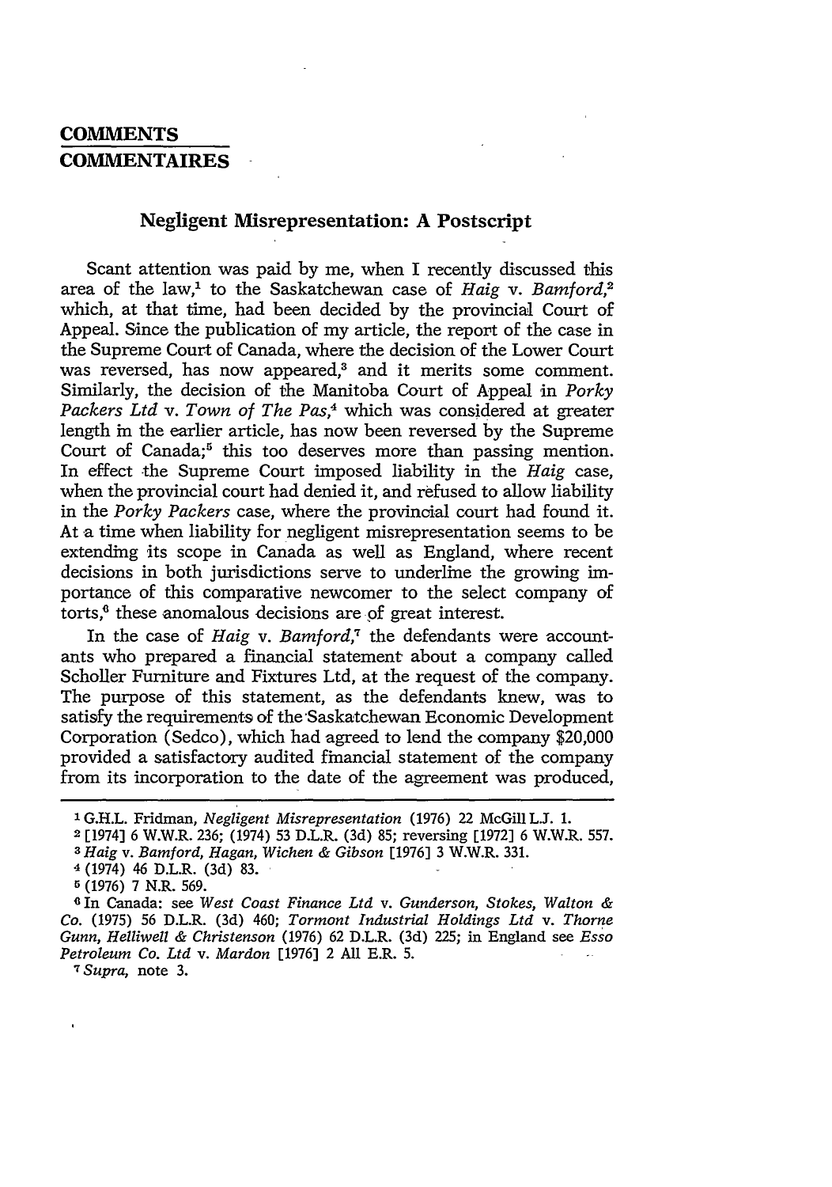# COMMENTS
# COMMENTAIRES

## Negligent Misrepresentation: A Postscript

Scant attention was paid by me, when I recently discussed this area of the law,[1] to the Saskatchewan case of *Haig* v. *Bamford*,[2] which, at that time, had been decided by the provincial Court of Appeal. Since the publication of my article, the report of the case in the Supreme Court of Canada, where the decision of the Lower Court was reversed, has now appeared,[3] and it merits some comment. Similarly, the decision of the Manitoba Court of Appeal in *Porky Packers Ltd* v. *Town of The Pas*,[4] which was considered at greater length in the earlier article, has now been reversed by the Supreme Court of Canada;[5] this too deserves more than passing mention. In effect the Supreme Court imposed liability in the *Haig* case, when the provincial court had denied it, and refused to allow liability in the *Porky Packers* case, where the provincial court had found it. At a time when liability for negligent misrepresentation seems to be extending its scope in Canada as well as England, where recent decisions in both jurisdictions serve to underline the growing importance of this comparative newcomer to the select company of torts,[6] these anomalous decisions are of great interest.

In the case of *Haig* v. *Bamford*,[7] the defendants were accountants who prepared a financial statement about a company called Scholler Furniture and Fixtures Ltd, at the request of the company. The purpose of this statement, as the defendants knew, was to satisfy the requirements of the Saskatchewan Economic Development Corporation (Sedco), which had agreed to lend the company $20,000 provided a satisfactory audited financial statement of the company from its incorporation to the date of the agreement was produced,

---

[1] G.H.L. Fridman, *Negligent Misrepresentation* (1976) 22 McGill L.J. 1.

[2] [1974] 6 W.W.R. 236; (1974) 53 D.L.R. (3d) 85; reversing [1972] 6 W.W.R. 557.

[3] *Haig* v. *Bamford, Hagan, Wichen & Gibson* [1976] 3 W.W.R. 331.

[4] (1974) 46 D.L.R. (3d) 83.

[5] (1976) 7 N.R. 569.

[6] In Canada: see *West Coast Finance Ltd* v. *Gunderson, Stokes, Walton & Co.* (1975) 56 D.L.R. (3d) 460; *Tormont Industrial Holdings Ltd* v. *Thorne Gunn, Helliwell & Christenson* (1976) 62 D.L.R. (3d) 225; in England see *Esso Petroleum Co. Ltd* v. *Mardon* [1976] 2 All E.R. 5.

[7] *Supra*, note 3.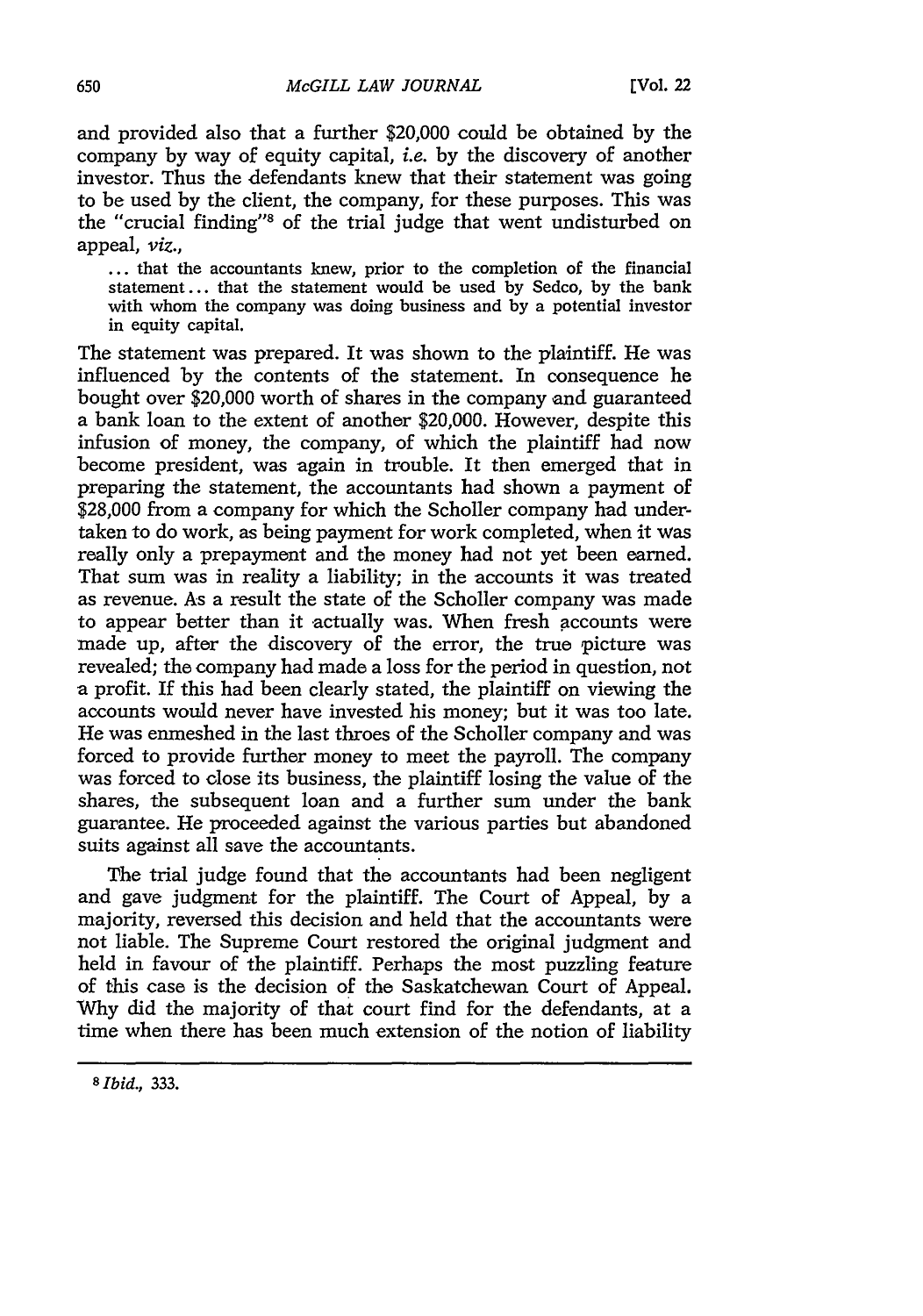and provided also that a further $20,000 could be obtained by the company by way of equity capital, *i.e.* by the discovery of another investor. Thus the defendants knew that their statement was going to be used by the client, the company, for these purposes. This was the "crucial finding"[8] of the trial judge that went undisturbed on appeal, *viz.*,

> ... that the accountants knew, prior to the completion of the financial statement ... that the statement would be used by Sedco, by the bank with whom the company was doing business and by a potential investor in equity capital.

The statement was prepared. It was shown to the plaintiff. He was influenced by the contents of the statement. In consequence he bought over $20,000 worth of shares in the company and guaranteed a bank loan to the extent of another $20,000. However, despite this infusion of money, the company, of which the plaintiff had now become president, was again in trouble. It then emerged that in preparing the statement, the accountants had shown a payment of $28,000 from a company for which the Scholler company had undertaken to do work, as being payment for work completed, when it was really only a prepayment and the money had not yet been earned. That sum was in reality a liability; in the accounts it was treated as revenue. As a result the state of the Scholler company was made to appear better than it actually was. When fresh accounts were made up, after the discovery of the error, the true picture was revealed; the company had made a loss for the period in question, not a profit. If this had been clearly stated, the plaintiff on viewing the accounts would never have invested his money; but it was too late. He was enmeshed in the last throes of the Scholler company and was forced to provide further money to meet the payroll. The company was forced to close its business, the plaintiff losing the value of the shares, the subsequent loan and a further sum under the bank guarantee. He proceeded against the various parties but abandoned suits against all save the accountants.

The trial judge found that the accountants had been negligent and gave judgment for the plaintiff. The Court of Appeal, by a majority, reversed this decision and held that the accountants were not liable. The Supreme Court restored the original judgment and held in favour of the plaintiff. Perhaps the most puzzling feature of this case is the decision of the Saskatchewan Court of Appeal. Why did the majority of that court find for the defendants, at a time when there has been much extension of the notion of liability

---

[8] *Ibid.*, 333.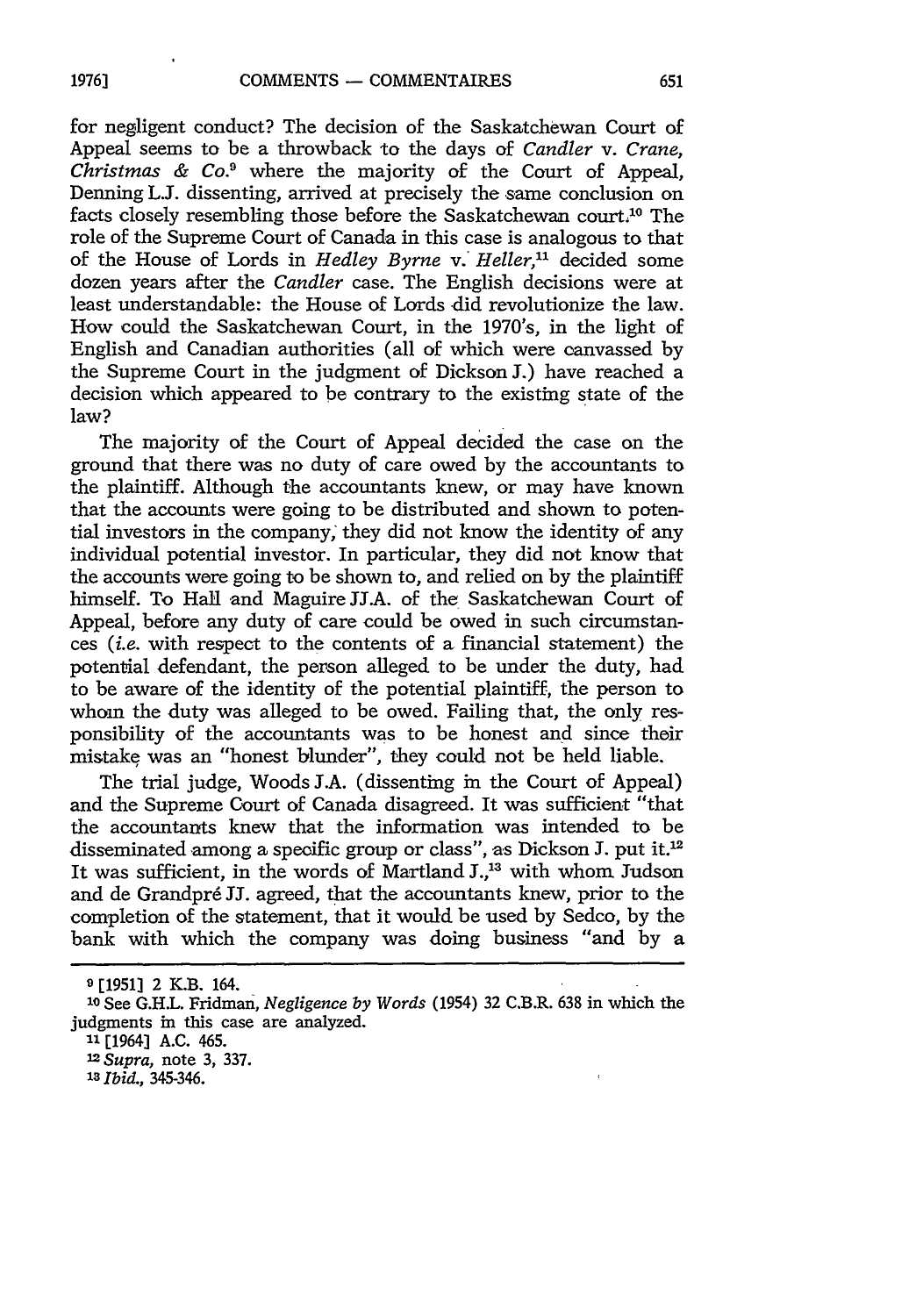for negligent conduct? The decision of the Saskatchewan Court of Appeal seems to be a throwback to the days of *Candler* v. *Crane, Christmas & Co.*[9] where the majority of the Court of Appeal, Denning L.J. dissenting, arrived at precisely the same conclusion on facts closely resembling those before the Saskatchewan court.[10] The role of the Supreme Court of Canada in this case is analogous to that of the House of Lords in *Hedley Byrne* v. *Heller*,[11] decided some dozen years after the *Candler* case. The English decisions were at least understandable: the House of Lords did revolutionize the law. How could the Saskatchewan Court, in the 1970's, in the light of English and Canadian authorities (all of which were canvassed by the Supreme Court in the judgment of Dickson J.) have reached a decision which appeared to be contrary to the existing state of the law?

The majority of the Court of Appeal decided the case on the ground that there was no duty of care owed by the accountants to the plaintiff. Although the accountants knew, or may have known that the accounts were going to be distributed and shown to potential investors in the company, they did not know the identity of any individual potential investor. In particular, they did not know that the accounts were going to be shown to, and relied on by the plaintiff himself. To Hall and Maguire JJ.A. of the Saskatchewan Court of Appeal, before any duty of care could be owed in such circumstances (*i.e.* with respect to the contents of a financial statement) the potential defendant, the person alleged to be under the duty, had to be aware of the identity of the potential plaintiff, the person to whom the duty was alleged to be owed. Failing that, the only responsibility of the accountants was to be honest and since their mistake was an "honest blunder", they could not be held liable.

The trial judge, Woods J.A. (dissenting in the Court of Appeal) and the Supreme Court of Canada disagreed. It was sufficient "that the accountants knew that the information was intended to be disseminated among a specific group or class", as Dickson J. put it.[12] It was sufficient, in the words of Martland J.,[13] with whom Judson and de Grandpré JJ. agreed, that the accountants knew, prior to the completion of the statement, that it would be used by Sedco, by the bank with which the company was doing business "and by a

---

[9] [1951] 2 K.B. 164.

[10] See G.H.L. Fridman, *Negligence by Words* (1954) 32 C.B.R. 638 in which the judgments in this case are analyzed.

[11] [1964] A.C. 465.

[12] *Supra*, note 3, 337.

[13] *Ibid.*, 345-346.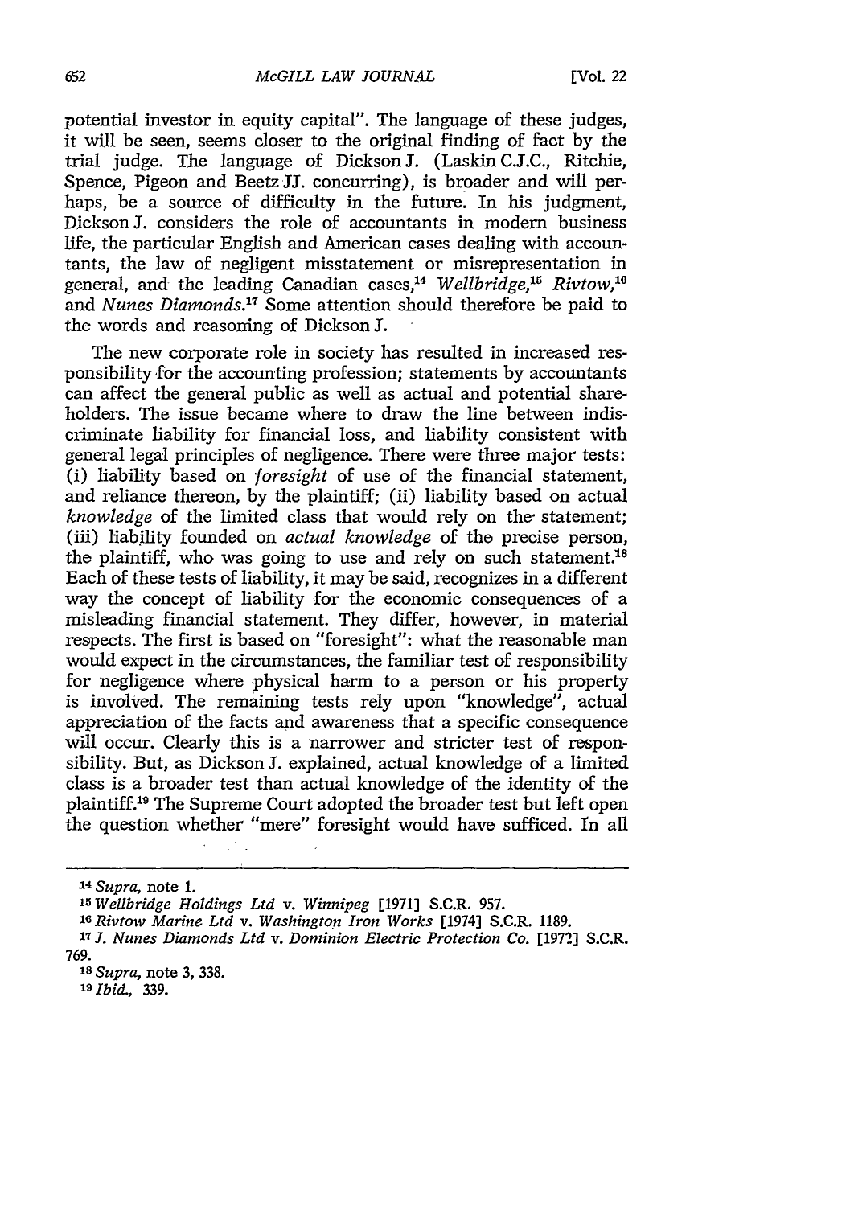potential investor in equity capital". The language of these judges, it will be seen, seems closer to the original finding of fact by the trial judge. The language of Dickson J. (Laskin C.J.C., Ritchie, Spence, Pigeon and Beetz JJ. concurring), is broader and will perhaps, be a source of difficulty in the future. In his judgment, Dickson J. considers the role of accountants in modern business life, the particular English and American cases dealing with accountants, the law of negligent misstatement or misrepresentation in general, and the leading Canadian cases,[14] *Wellbridge*,[15] *Rivtow*,[16] and *Nunes Diamonds*.[17] Some attention should therefore be paid to the words and reasoning of Dickson J.

The new corporate role in society has resulted in increased responsibility for the accounting profession; statements by accountants can affect the general public as well as actual and potential shareholders. The issue became where to draw the line between indiscriminate liability for financial loss, and liability consistent with general legal principles of negligence. There were three major tests: (i) liability based on *foresight* of use of the financial statement, and reliance thereon, by the plaintiff; (ii) liability based on actual *knowledge* of the limited class that would rely on the statement; (iii) liability founded on *actual knowledge* of the precise person, the plaintiff, who was going to use and rely on such statement.[18] Each of these tests of liability, it may be said, recognizes in a different way the concept of liability for the economic consequences of a misleading financial statement. They differ, however, in material respects. The first is based on "foresight": what the reasonable man would expect in the circumstances, the familiar test of responsibility for negligence where physical harm to a person or his property is involved. The remaining tests rely upon "knowledge", actual appreciation of the facts and awareness that a specific consequence will occur. Clearly this is a narrower and stricter test of responsibility. But, as Dickson J. explained, actual knowledge of a limited class is a broader test than actual knowledge of the identity of the plaintiff.[19] The Supreme Court adopted the broader test but left open the question whether "mere" foresight would have sufficed. In all

---

[14] *Supra*, note 1.

[15] *Wellbridge Holdings Ltd* v. *Winnipeg* [1971] S.C.R. 957.

[16] *Rivtow Marine Ltd* v. *Washington Iron Works* [1974] S.C.R. 1189.

[17] *J. Nunes Diamonds Ltd* v. *Dominion Electric Protection Co.* [1972] S.C.R. 769.

[18] *Supra*, note 3, 338.

[19] *Ibid.*, 339.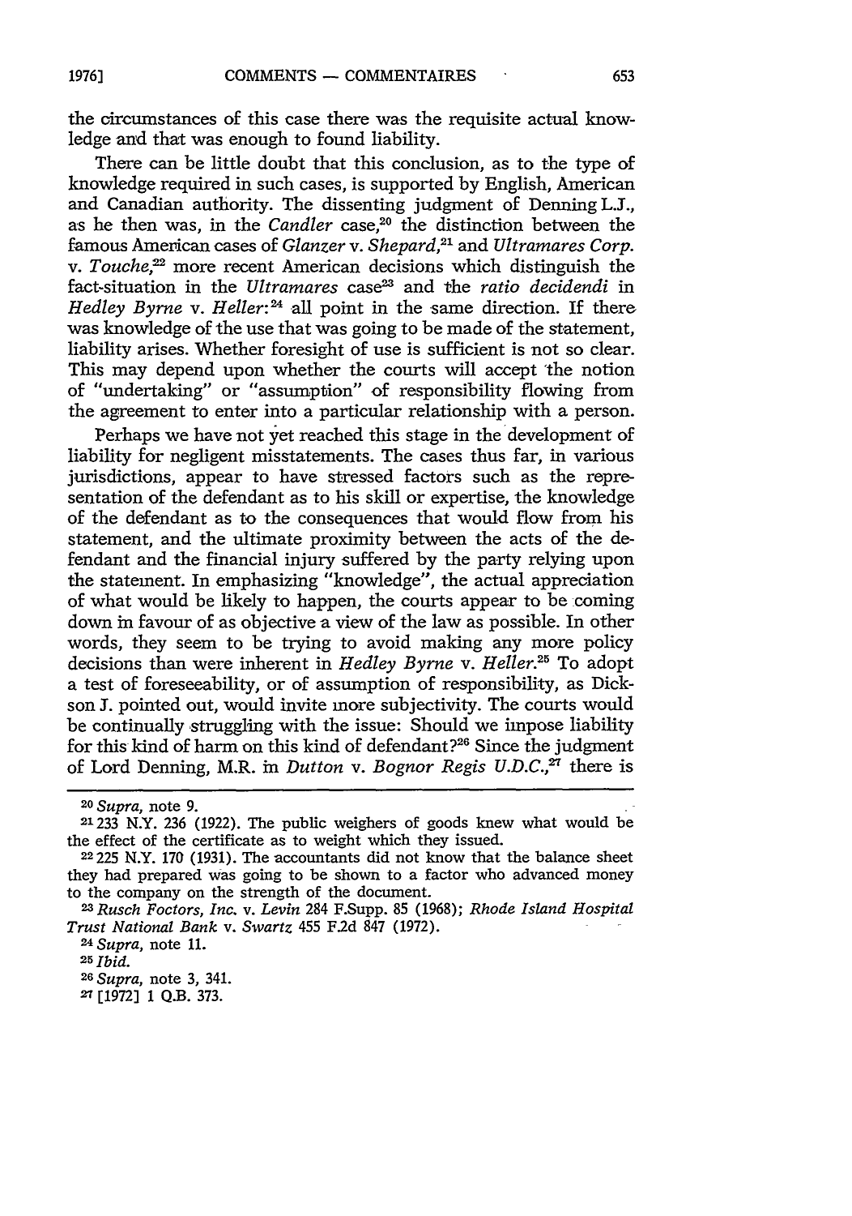the circumstances of this case there was the requisite actual knowledge and that was enough to found liability.

There can be little doubt that this conclusion, as to the type of knowledge required in such cases, is supported by English, American and Canadian authority. The dissenting judgment of Denning L.J., as he then was, in the *Candler* case,[20] the distinction between the famous American cases of *Glanzer* v. *Shepard*,[21] and *Ultramares Corp.* v. *Touche*,[22] more recent American decisions which distinguish the fact-situation in the *Ultramares* case[23] and the *ratio decidendi* in *Hedley Byrne* v. *Heller*:[24] all point in the same direction. If there was knowledge of the use that was going to be made of the statement, liability arises. Whether foresight of use is sufficient is not so clear. This may depend upon whether the courts will accept the notion of "undertaking" or "assumption" of responsibility flowing from the agreement to enter into a particular relationship with a person.

Perhaps we have not yet reached this stage in the development of liability for negligent misstatements. The cases thus far, in various jurisdictions, appear to have stressed factors such as the representation of the defendant as to his skill or expertise, the knowledge of the defendant as to the consequences that would flow from his statement, and the ultimate proximity between the acts of the defendant and the financial injury suffered by the party relying upon the statement. In emphasizing "knowledge", the actual appreciation of what would be likely to happen, the courts appear to be coming down in favour of as objective a view of the law as possible. In other words, they seem to be trying to avoid making any more policy decisions than were inherent in *Hedley Byrne* v. *Heller*.[25] To adopt a test of foreseeability, or of assumption of responsibility, as Dickson J. pointed out, would invite more subjectivity. The courts would be continually struggling with the issue: Should we impose liability for this kind of harm on this kind of defendant?[26] Since the judgment of Lord Denning, M.R. in *Dutton* v. *Bognor Regis U.D.C.*,[27] there is

---

[20] *Supra*, note 9.

[21] 233 N.Y. 236 (1922). The public weighers of goods knew what would be the effect of the certificate as to weight which they issued.

[22] 225 N.Y. 170 (1931). The accountants did not know that the balance sheet they had prepared was going to be shown to a factor who advanced money to the company on the strength of the document.

[23] *Rusch Foctors, Inc.* v. *Levin* 284 F.Supp. 85 (1968); *Rhode Island Hospital Trust National Bank* v. *Swartz* 455 F.2d 847 (1972).

[24] *Supra*, note 11.

[25] *Ibid.*

[26] *Supra*, note 3, 341.

[27] [1972] 1 Q.B. 373.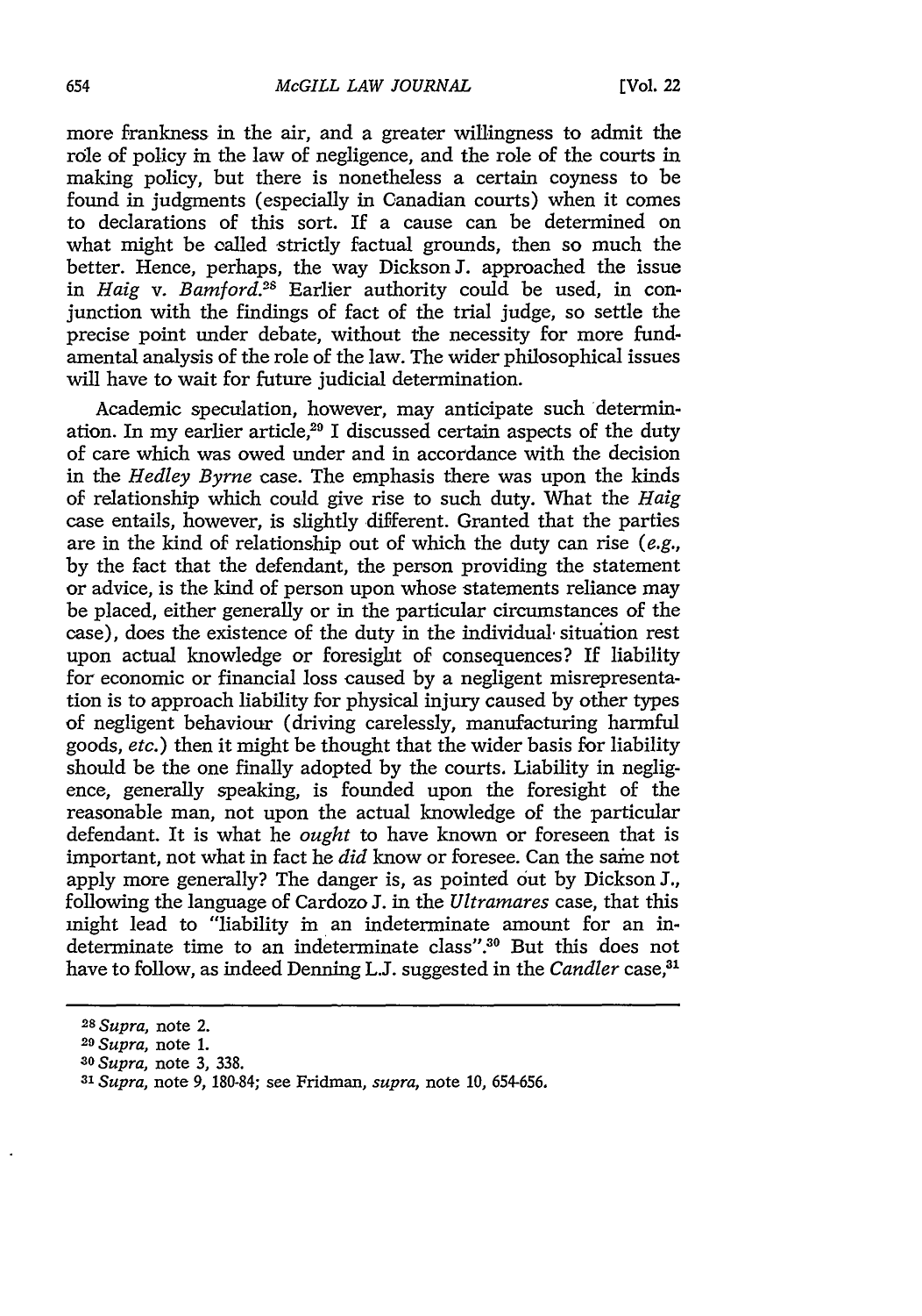more frankness in the air, and a greater willingness to admit the rôle of policy in the law of negligence, and the role of the courts in making policy, but there is nonetheless a certain coyness to be found in judgments (especially in Canadian courts) when it comes to declarations of this sort. If a cause can be determined on what might be called strictly factual grounds, then so much the better. Hence, perhaps, the way Dickson J. approached the issue in *Haig* v. *Bamford*.[28] Earlier authority could be used, in conjunction with the findings of fact of the trial judge, so settle the precise point under debate, without the necessity for more fundamental analysis of the role of the law. The wider philosophical issues will have to wait for future judicial determination.

Academic speculation, however, may anticipate such determination. In my earlier article,[29] I discussed certain aspects of the duty of care which was owed under and in accordance with the decision in the *Hedley Byrne* case. The emphasis there was upon the kinds of relationship which could give rise to such duty. What the *Haig* case entails, however, is slightly different. Granted that the parties are in the kind of relationship out of which the duty can rise (*e.g.*, by the fact that the defendant, the person providing the statement or advice, is the kind of person upon whose statements reliance may be placed, either generally or in the particular circumstances of the case), does the existence of the duty in the individual situation rest upon actual knowledge or foresight of consequences? If liability for economic or financial loss caused by a negligent misrepresentation is to approach liability for physical injury caused by other types of negligent behaviour (driving carelessly, manufacturing harmful goods, *etc.*) then it might be thought that the wider basis for liability should be the one finally adopted by the courts. Liability in negligence, generally speaking, is founded upon the foresight of the reasonable man, not upon the actual knowledge of the particular defendant. It is what he *ought* to have known or foreseen that is important, not what in fact he *did* know or foresee. Can the same not apply more generally? The danger is, as pointed out by Dickson J., following the language of Cardozo J. in the *Ultramares* case, that this might lead to "liability in an indeterminate amount for an indeterminate time to an indeterminate class".[30] But this does not have to follow, as indeed Denning L.J. suggested in the *Candler* case,[31]

---

[28] *Supra*, note 2.

[29] *Supra*, note 1.

[30] *Supra*, note 3, 338.

[31] *Supra*, note 9, 180-84; see Fridman, *supra*, note 10, 654-656.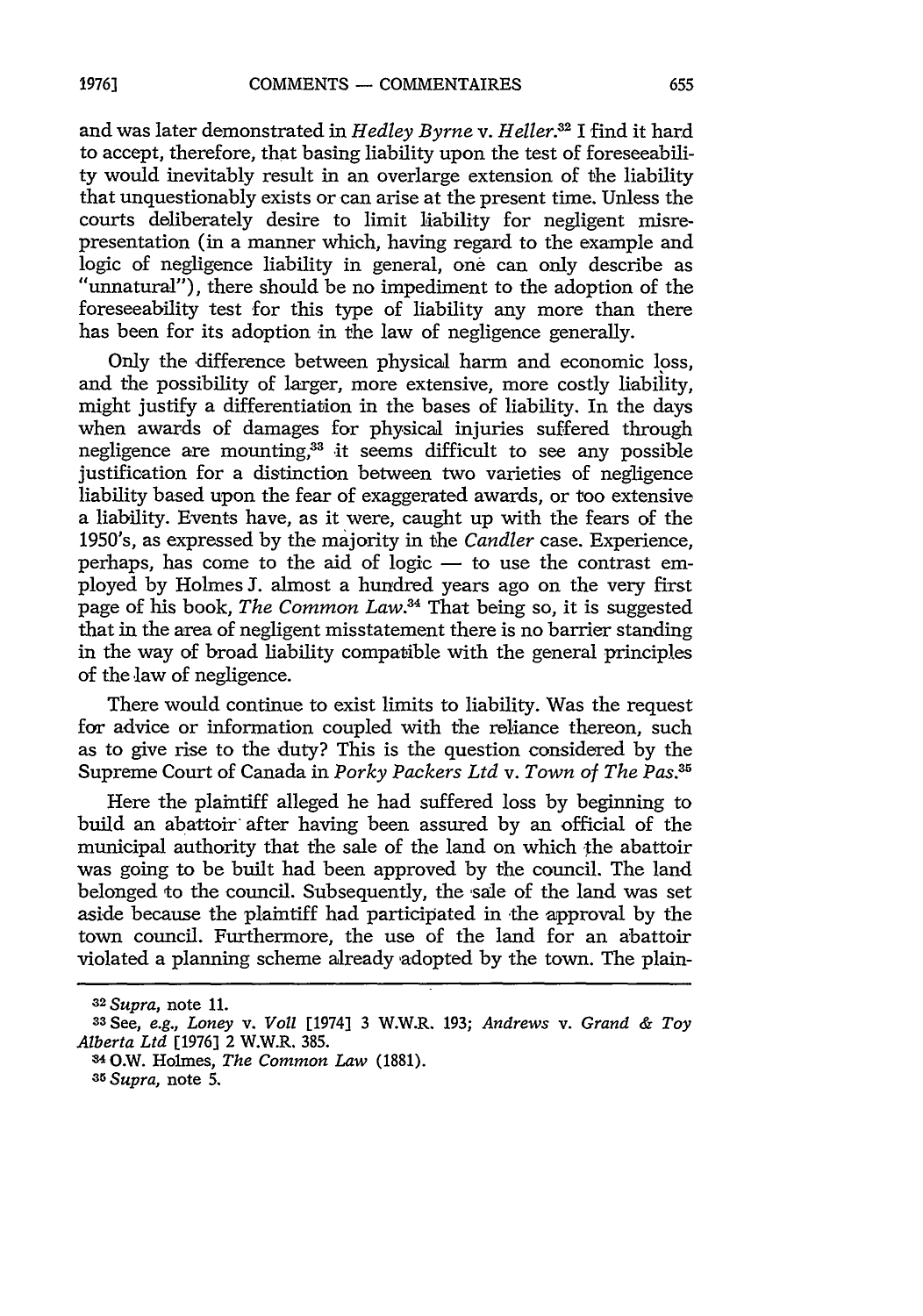and was later demonstrated in *Hedley Byrne* v. *Heller*.[32] I find it hard to accept, therefore, that basing liability upon the test of foreseeability would inevitably result in an overlarge extension of the liability that unquestionably exists or can arise at the present time. Unless the courts deliberately desire to limit liability for negligent misrepresentation (in a manner which, having regard to the example and logic of negligence liability in general, one can only describe as "unnatural"), there should be no impediment to the adoption of the foreseeability test for this type of liability any more than there has been for its adoption in the law of negligence generally.

Only the difference between physical harm and economic loss, and the possibility of larger, more extensive, more costly liability, might justify a differentiation in the bases of liability. In the days when awards of damages for physical injuries suffered through negligence are mounting,[33] it seems difficult to see any possible justification for a distinction between two varieties of negligence liability based upon the fear of exaggerated awards, or too extensive a liability. Events have, as it were, caught up with the fears of the 1950's, as expressed by the majority in the *Candler* case. Experience, perhaps, has come to the aid of logic — to use the contrast employed by Holmes J. almost a hundred years ago on the very first page of his book, *The Common Law*.[34] That being so, it is suggested that in the area of negligent misstatement there is no barrier standing in the way of broad liability compatible with the general principles of the law of negligence.

There would continue to exist limits to liability. Was the request for advice or information coupled with the reliance thereon, such as to give rise to the duty? This is the question considered by the Supreme Court of Canada in *Porky Packers Ltd* v. *Town of The Pas*.[35]

Here the plaintiff alleged he had suffered loss by beginning to build an abattoir after having been assured by an official of the municipal authority that the sale of the land on which the abattoir was going to be built had been approved by the council. The land belonged to the council. Subsequently, the sale of the land was set aside because the plaintiff had participated in the approval by the town council. Furthermore, the use of the land for an abattoir violated a planning scheme already adopted by the town. The plain-

---

[32] *Supra*, note 11.

[33] See, *e.g.*, *Loney* v. *Voll* [1974] 3 W.W.R. 193; *Andrews* v. *Grand & Toy Alberta Ltd* [1976] 2 W.W.R. 385.

[34] O.W. Holmes, *The Common Law* (1881).

[35] *Supra*, note 5.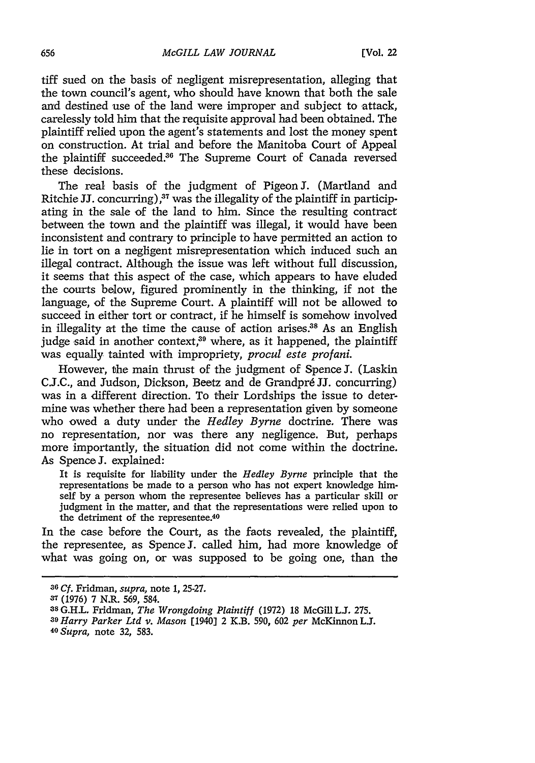tiff sued on the basis of negligent misrepresentation, alleging that the town council's agent, who should have known that both the sale and destined use of the land were improper and subject to attack, carelessly told him that the requisite approval had been obtained. The plaintiff relied upon the agent's statements and lost the money spent on construction. At trial and before the Manitoba Court of Appeal the plaintiff succeeded.[36] The Supreme Court of Canada reversed these decisions.

The real basis of the judgment of Pigeon J. (Martland and Ritchie JJ. concurring),[37] was the illegality of the plaintiff in participating in the sale of the land to him. Since the resulting contract between the town and the plaintiff was illegal, it would have been inconsistent and contrary to principle to have permitted an action to lie in tort on a negligent misrepresentation which induced such an illegal contract. Although the issue was left without full discussion, it seems that this aspect of the case, which appears to have eluded the courts below, figured prominently in the thinking, if not the language, of the Supreme Court. A plaintiff will not be allowed to succeed in either tort or contract, if he himself is somehow involved in illegality at the time the cause of action arises.[38] As an English judge said in another context,[39] where, as it happened, the plaintiff was equally tainted with impropriety, *procul este profani.*

However, the main thrust of the judgment of Spence J. (Laskin C.J.C., and Judson, Dickson, Beetz and de Grandpré JJ. concurring) was in a different direction. To their Lordships the issue to determine was whether there had been a representation given by someone who owed a duty under the *Hedley Byrne* doctrine. There was no representation, nor was there any negligence. But, perhaps more importantly, the situation did not come within the doctrine. As Spence J. explained:

> It is requisite for liability under the *Hedley Byrne* principle that the representations be made to a person who has not expert knowledge himself by a person whom the representee believes has a particular skill or judgment in the matter, and that the representations were relied upon to the detriment of the representee.[40]

In the case before the Court, as the facts revealed, the plaintiff, the representee, as Spence J. called him, had more knowledge of what was going on, or was supposed to be going one, than the

---

[36] *Cf.* Fridman, *supra*, note 1, 25-27.

[37] (1976) 7 N.R. 569, 584.

[38] G.H.L. Fridman, *The Wrongdoing Plaintiff* (1972) 18 McGill L.J. 275.

[39] *Harry Parker Ltd v. Mason* [1940] 2 K.B. 590, 602 *per* McKinnon L.J.

[40] *Supra*, note 32, 583.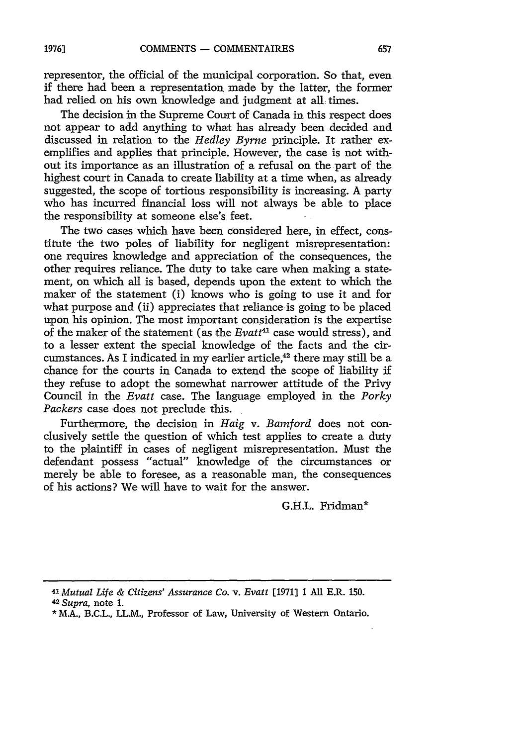representor, the official of the municipal corporation. So that, even if there had been a representation made by the latter, the former had relied on his own knowledge and judgment at all times.

The decision in the Supreme Court of Canada in this respect does not appear to add anything to what has already been decided and discussed in relation to the *Hedley Byrne* principle. It rather exemplifies and applies that principle. However, the case is not without its importance as an illustration of a refusal on the part of the highest court in Canada to create liability at a time when, as already suggested, the scope of tortious responsibility is increasing. A party who has incurred financial loss will not always be able to place the responsibility at someone else's feet.

The two cases which have been considered here, in effect, constitute the two poles of liability for negligent misrepresentation: one requires knowledge and appreciation of the consequences, the other requires reliance. The duty to take care when making a statement, on which all is based, depends upon the extent to which the maker of the statement (i) knows who is going to use it and for what purpose and (ii) appreciates that reliance is going to be placed upon his opinion. The most important consideration is the expertise of the maker of the statement (as the *Evatt*[41] case would stress), and to a lesser extent the special knowledge of the facts and the circumstances. As I indicated in my earlier article,[42] there may still be a chance for the courts in Canada to extend the scope of liability if they refuse to adopt the somewhat narrower attitude of the Privy Council in the *Evatt* case. The language employed in the *Porky Packers* case does not preclude this.

Furthermore, the decision in *Haig* v. *Bamford* does not conclusively settle the question of which test applies to create a duty to the plaintiff in cases of negligent misrepresentation. Must the defendant possess "actual" knowledge of the circumstances or merely be able to foresee, as a reasonable man, the consequences of his actions? We will have to wait for the answer.

G.H.L. Fridman*

---

[41] *Mutual Life & Citizens' Assurance Co.* v. *Evatt* [1971] 1 All E.R. 150.

[42] *Supra*, note 1.

\* M.A., B.C.L., LL.M., Professor of Law, University of Western Ontario.